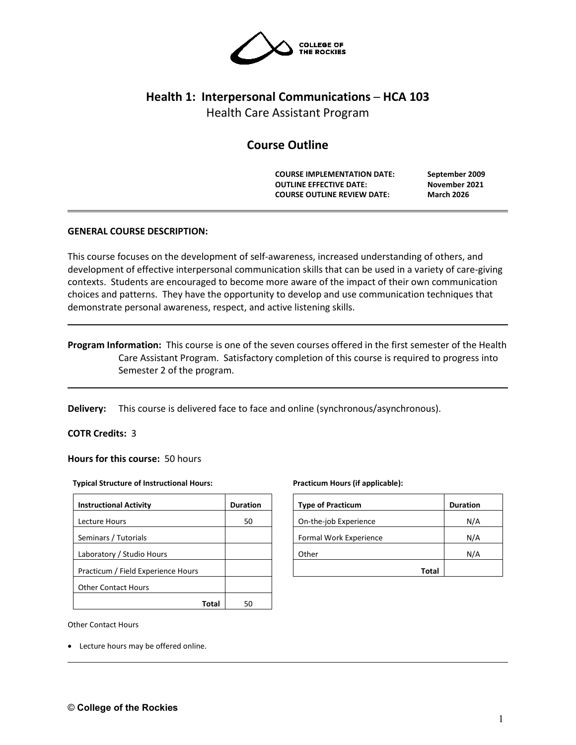# Health 1: Interpersonal Communications – HCA 103

Health Care Assistant Program

## Course Outline

**COURSE IMPLEMENTATION DATE:** September 2009
**OUTLINE EFFECTIVE DATE:** November 2021
**COURSE OUTLINE REVIEW DATE:** March 2026

---

**GENERAL COURSE DESCRIPTION:**

This course focuses on the development of self-awareness, increased understanding of others, and development of effective interpersonal communication skills that can be used in a variety of care-giving contexts. Students are encouraged to become more aware of the impact of their own communication choices and patterns. They have the opportunity to develop and use communication techniques that demonstrate personal awareness, respect, and active listening skills.

---

**Program Information:** This course is one of the seven courses offered in the first semester of the Health Care Assistant Program. Satisfactory completion of this course is required to progress into Semester 2 of the program.

---

**Delivery:** This course is delivered face to face and online (synchronous/asynchronous).

**COTR Credits:** 3

**Hours for this course:** 50 hours

**Typical Structure of Instructional Hours:**

| Instructional Activity | Duration |
|---|---|
| Lecture Hours | 50 |
| Seminars / Tutorials | |
| Laboratory / Studio Hours | |
| Practicum / Field Experience Hours | |
| Other Contact Hours | |
| **Total** | 50 |

**Practicum Hours (if applicable):**

| Type of Practicum | Duration |
|---|---|
| On-the-job Experience | N/A |
| Formal Work Experience | N/A |
| Other | N/A |
| **Total** | |

Other Contact Hours

- Lecture hours may be offered online.

---

© College of the Rockies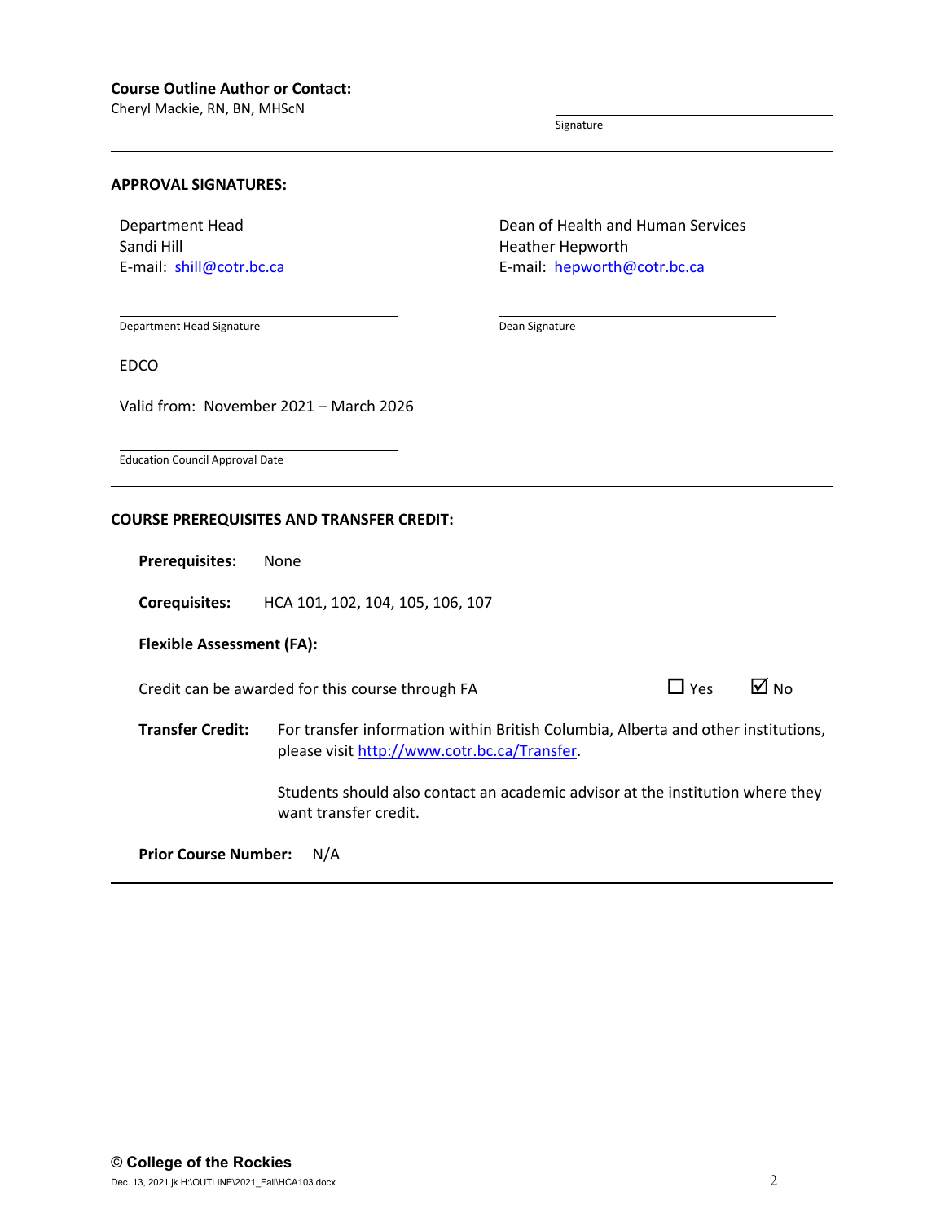**Course Outline Author or Contact:**
Cheryl Mackie, RN, BN, MHScN

Signature

---

**APPROVAL SIGNATURES:**

Department Head
Sandi Hill
E-mail: [shill@cotr.bc.ca](mailto:shill@cotr.bc.ca)

Department Head Signature

Dean of Health and Human Services
Heather Hepworth
E-mail: [hepworth@cotr.bc.ca](mailto:hepworth@cotr.bc.ca)

Dean Signature

EDCO

Valid from: November 2021 – March 2026

Education Council Approval Date

---

**COURSE PREREQUISITES AND TRANSFER CREDIT:**

**Prerequisites:** None

**Corequisites:** HCA 101, 102, 104, 105, 106, 107

**Flexible Assessment (FA):**

Credit can be awarded for this course through FA ☐ Yes ☑ No

**Transfer Credit:** For transfer information within British Columbia, Alberta and other institutions, please visit [http://www.cotr.bc.ca/Transfer](http://www.cotr.bc.ca/Transfer).

Students should also contact an academic advisor at the institution where they want transfer credit.

**Prior Course Number:** N/A

---

© College of the Rockies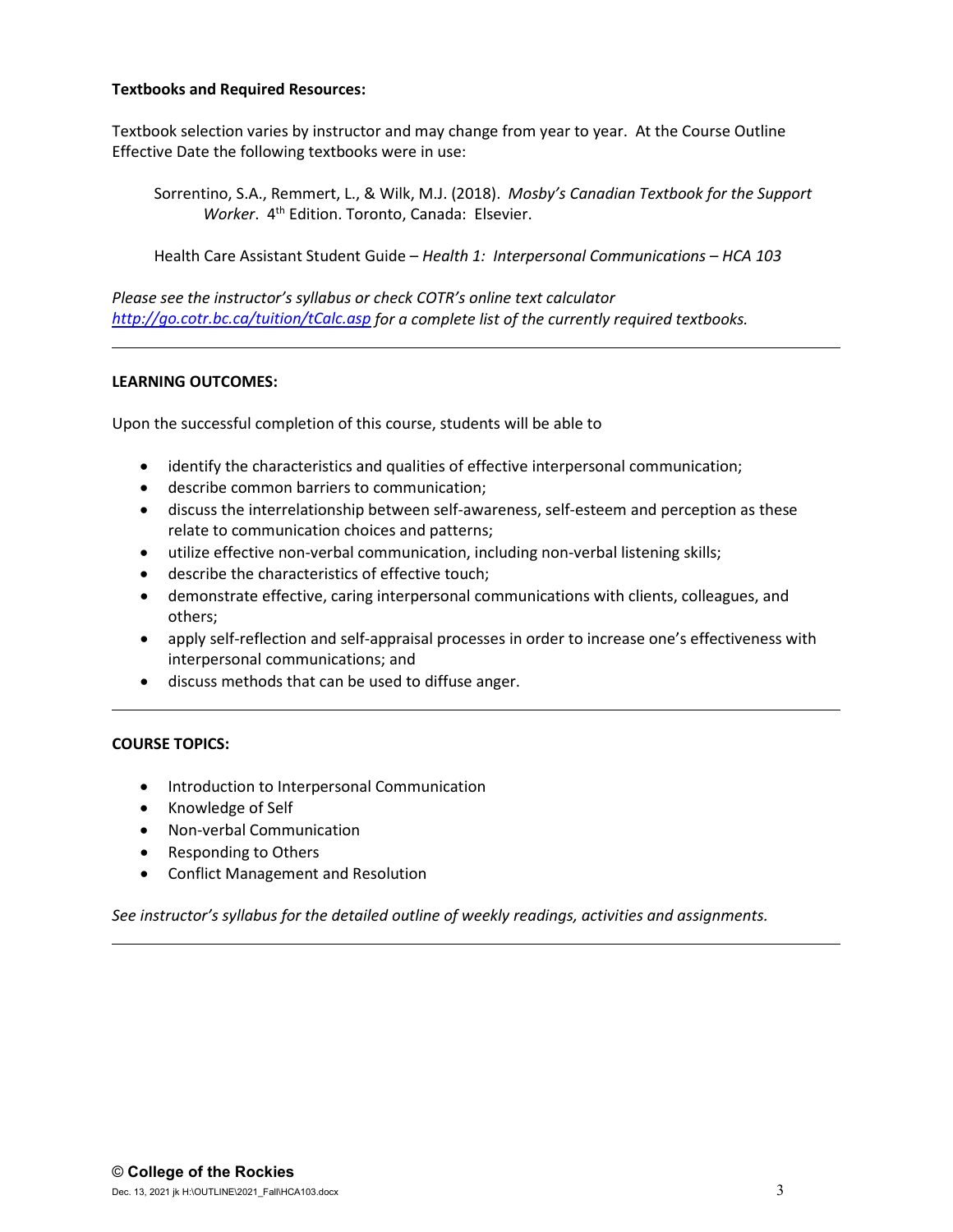**Textbooks and Required Resources:**

Textbook selection varies by instructor and may change from year to year. At the Course Outline Effective Date the following textbooks were in use:

Sorrentino, S.A., Remmert, L., & Wilk, M.J. (2018). *Mosby's Canadian Textbook for the Support Worker*. 4th Edition. Toronto, Canada: Elsevier.

Health Care Assistant Student Guide – *Health 1: Interpersonal Communications – HCA 103*

*Please see the instructor's syllabus or check COTR's online text calculator [http://go.cotr.bc.ca/tuition/tCalc.asp](http://go.cotr.bc.ca/tuition/tCalc.asp) for a complete list of the currently required textbooks.*

---

**LEARNING OUTCOMES:**

Upon the successful completion of this course, students will be able to

- identify the characteristics and qualities of effective interpersonal communication;
- describe common barriers to communication;
- discuss the interrelationship between self-awareness, self-esteem and perception as these relate to communication choices and patterns;
- utilize effective non-verbal communication, including non-verbal listening skills;
- describe the characteristics of effective touch;
- demonstrate effective, caring interpersonal communications with clients, colleagues, and others;
- apply self-reflection and self-appraisal processes in order to increase one's effectiveness with interpersonal communications; and
- discuss methods that can be used to diffuse anger.

---

**COURSE TOPICS:**

- Introduction to Interpersonal Communication
- Knowledge of Self
- Non-verbal Communication
- Responding to Others
- Conflict Management and Resolution

*See instructor's syllabus for the detailed outline of weekly readings, activities and assignments.*

---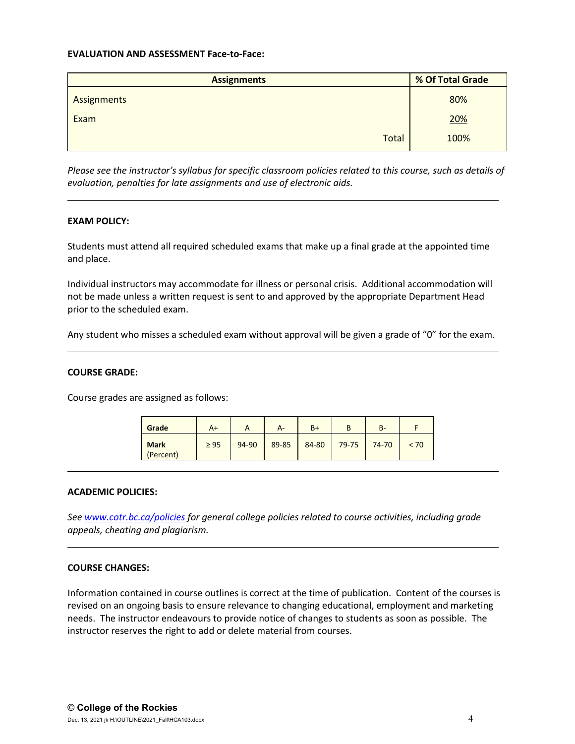**EVALUATION AND ASSESSMENT Face-to-Face:**

| Assignments | % Of Total Grade |
|---|---|
| Assignments | 80% |
| Exam | 20% |
| Total | 100% |

*Please see the instructor's syllabus for specific classroom policies related to this course, such as details of evaluation, penalties for late assignments and use of electronic aids.*

---

**EXAM POLICY:**

Students must attend all required scheduled exams that make up a final grade at the appointed time and place.

Individual instructors may accommodate for illness or personal crisis. Additional accommodation will not be made unless a written request is sent to and approved by the appropriate Department Head prior to the scheduled exam.

Any student who misses a scheduled exam without approval will be given a grade of "0" for the exam.

---

**COURSE GRADE:**

Course grades are assigned as follows:

| **Grade** | A+ | A | A- | B+ | B | B- | F |
|---|---|---|---|---|---|---|---|
| **Mark** (Percent) | ≥ 95 | 94-90 | 89-85 | 84-80 | 79-75 | 74-70 | < 70 |

---

**ACADEMIC POLICIES:**

*See www.cotr.bc.ca/policies for general college policies related to course activities, including grade appeals, cheating and plagiarism.*

---

**COURSE CHANGES:**

Information contained in course outlines is correct at the time of publication. Content of the courses is revised on an ongoing basis to ensure relevance to changing educational, employment and marketing needs. The instructor endeavours to provide notice of changes to students as soon as possible. The instructor reserves the right to add or delete material from courses.